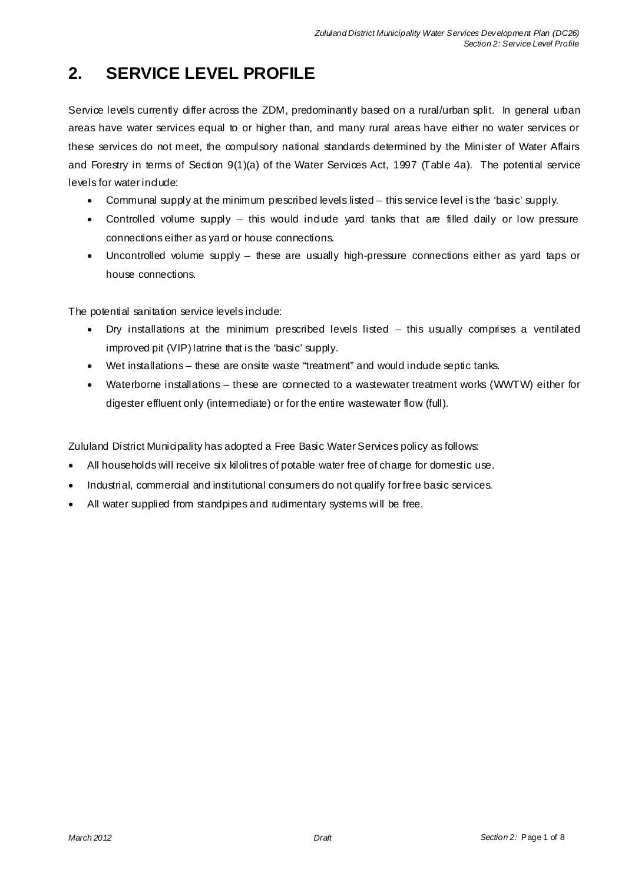# 2. SERVICE LEVEL PROFILE

Service levels currently differ across the ZDM, predominantly based on a rural/urban split. In general urban areas have water services equal to or higher than, and many rural areas have either no water services or these services do not meet, the compulsory national standards determined by the Minister of Water Affairs and Forestry in terms of Section 9(1)(a) of the Water Services Act, 1997 (Table 4a). The potential service levels for water include:

- Communal supply at the minimum prescribed levels listed – this service level is the 'basic' supply.
- Controlled volume supply – this would include yard tanks that are filled daily or low pressure connections either as yard or house connections.
- Uncontrolled volume supply – these are usually high-pressure connections either as yard taps or house connections.

The potential sanitation service levels include:

- Dry installations at the minimum prescribed levels listed – this usually comprises a ventilated improved pit (VIP) latrine that is the 'basic' supply.
- Wet installations – these are onsite waste "treatment" and would include septic tanks.
- Waterborne installations – these are connected to a wastewater treatment works (WWTW) either for digester effluent only (intermediate) or for the entire wastewater flow (full).

Zululand District Municipality has adopted a Free Basic Water Services policy as follows:

- All households will receive six kilolitres of potable water free of charge for domestic use.
- Industrial, commercial and institutional consumers do not qualify for free basic services.
- All water supplied from standpipes and rudimentary systems will be free.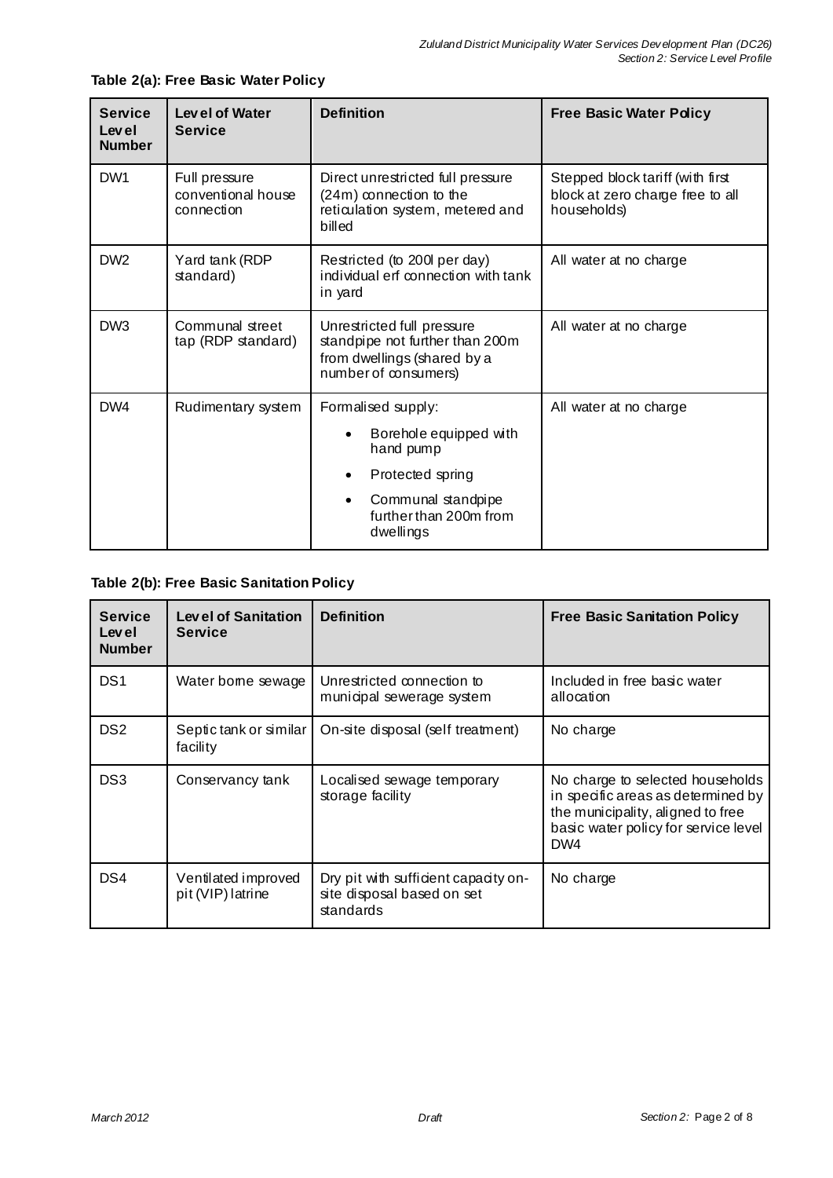**Table 2(a): Free Basic Water Policy**

| Service Level Number | Level of Water Service | Definition | Free Basic Water Policy |
|---|---|---|---|
| DW1 | Full pressure conventional house connection | Direct unrestricted full pressure (24m) connection to the reticulation system, metered and billed | Stepped block tariff (with first block at zero charge free to all households) |
| DW2 | Yard tank (RDP standard) | Restricted (to 200l per day) individual erf connection with tank in yard | All water at no charge |
| DW3 | Communal street tap (RDP standard) | Unrestricted full pressure standpipe not further than 200m from dwellings (shared by a number of consumers) | All water at no charge |
| DW4 | Rudimentary system | Formalised supply:<br>• Borehole equipped with hand pump<br>• Protected spring<br>• Communal standpipe further than 200m from dwellings | All water at no charge |

**Table 2(b): Free Basic Sanitation Policy**

| Service Level Number | Level of Sanitation Service | Definition | Free Basic Sanitation Policy |
|---|---|---|---|
| DS1 | Water borne sewage | Unrestricted connection to municipal sewerage system | Included in free basic water allocation |
| DS2 | Septic tank or similar facility | On-site disposal (self treatment) | No charge |
| DS3 | Conservancy tank | Localised sewage temporary storage facility | No charge to selected households in specific areas as determined by the municipality, aligned to free basic water policy for service level DW4 |
| DS4 | Ventilated improved pit (VIP) latrine | Dry pit with sufficient capacity on-site disposal based on set standards | No charge |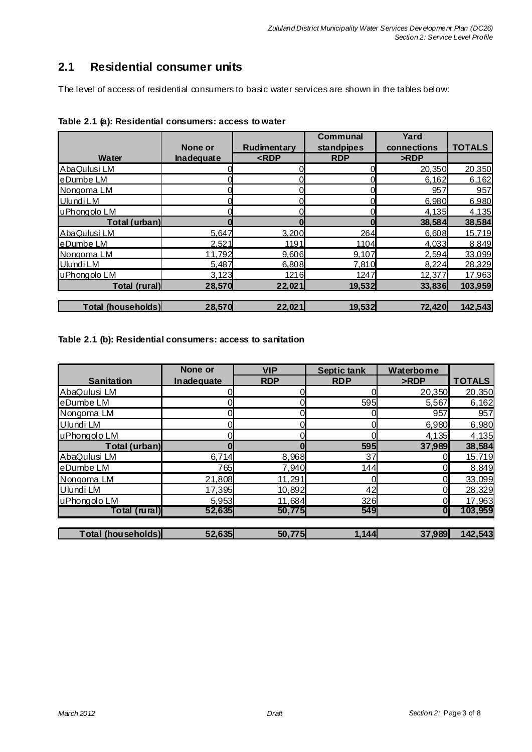## 2.1 Residential consumer units

The level of access of residential consumers to basic water services are shown in the tables below:

**Table 2.1 (a): Residential consumers: access to water**

| Water | None or Inadequate | Rudimentary <RDP | Communal standpipes RDP | Yard connections >RDP | TOTALS |
|---|---|---|---|---|---|
| AbaQulusi LM | 0 | 0 | 0 | 20,350 | 20,350 |
| eDumbe LM | 0 | 0 | 0 | 6,162 | 6,162 |
| Nongoma LM | 0 | 0 | 0 | 957 | 957 |
| Ulundi LM | 0 | 0 | 0 | 6,980 | 6,980 |
| uPhongolo LM | 0 | 0 | 0 | 4,135 | 4,135 |
| **Total (urban)** | **0** | **0** | **0** | **38,584** | **38,584** |
| AbaQulusi LM | 5,647 | 3,200 | 264 | 6,608 | 15,719 |
| eDumbe LM | 2,521 | 1191 | 1104 | 4,033 | 8,849 |
| Nongoma LM | 11,792 | 9,606 | 9,107 | 2,594 | 33,099 |
| Ulundi LM | 5,487 | 6,808 | 7,810 | 8,224 | 28,329 |
| uPhongolo LM | 3,123 | 1216 | 1247 | 12,377 | 17,963 |
| **Total (rural)** | **28,570** | **22,021** | **19,532** | **33,836** | **103,959** |
| **Total (households)** | **28,570** | **22,021** | **19,532** | **72,420** | **142,543** |

**Table 2.1 (b): Residential consumers: access to sanitation**

| Sanitation | None or Inadequate | VIP RDP | Septic tank RDP | Waterborne >RDP | TOTALS |
|---|---|---|---|---|---|
| AbaQulusi LM | 0 | 0 | 0 | 20,350 | 20,350 |
| eDumbe LM | 0 | 0 | 595 | 5,567 | 6,162 |
| Nongoma LM | 0 | 0 | 0 | 957 | 957 |
| Ulundi LM | 0 | 0 | 0 | 6,980 | 6,980 |
| uPhongolo LM | 0 | 0 | 0 | 4,135 | 4,135 |
| **Total (urban)** | **0** | **0** | **595** | **37,989** | **38,584** |
| AbaQulusi LM | 6,714 | 8,968 | 37 | 0 | 15,719 |
| eDumbe LM | 765 | 7,940 | 144 | 0 | 8,849 |
| Nongoma LM | 21,808 | 11,291 | 0 | 0 | 33,099 |
| Ulundi LM | 17,395 | 10,892 | 42 | 0 | 28,329 |
| uPhongolo LM | 5,953 | 11,684 | 326 | 0 | 17,963 |
| **Total (rural)** | **52,635** | **50,775** | **549** | **0** | **103,959** |
| **Total (households)** | **52,635** | **50,775** | **1,144** | **37,989** | **142,543** |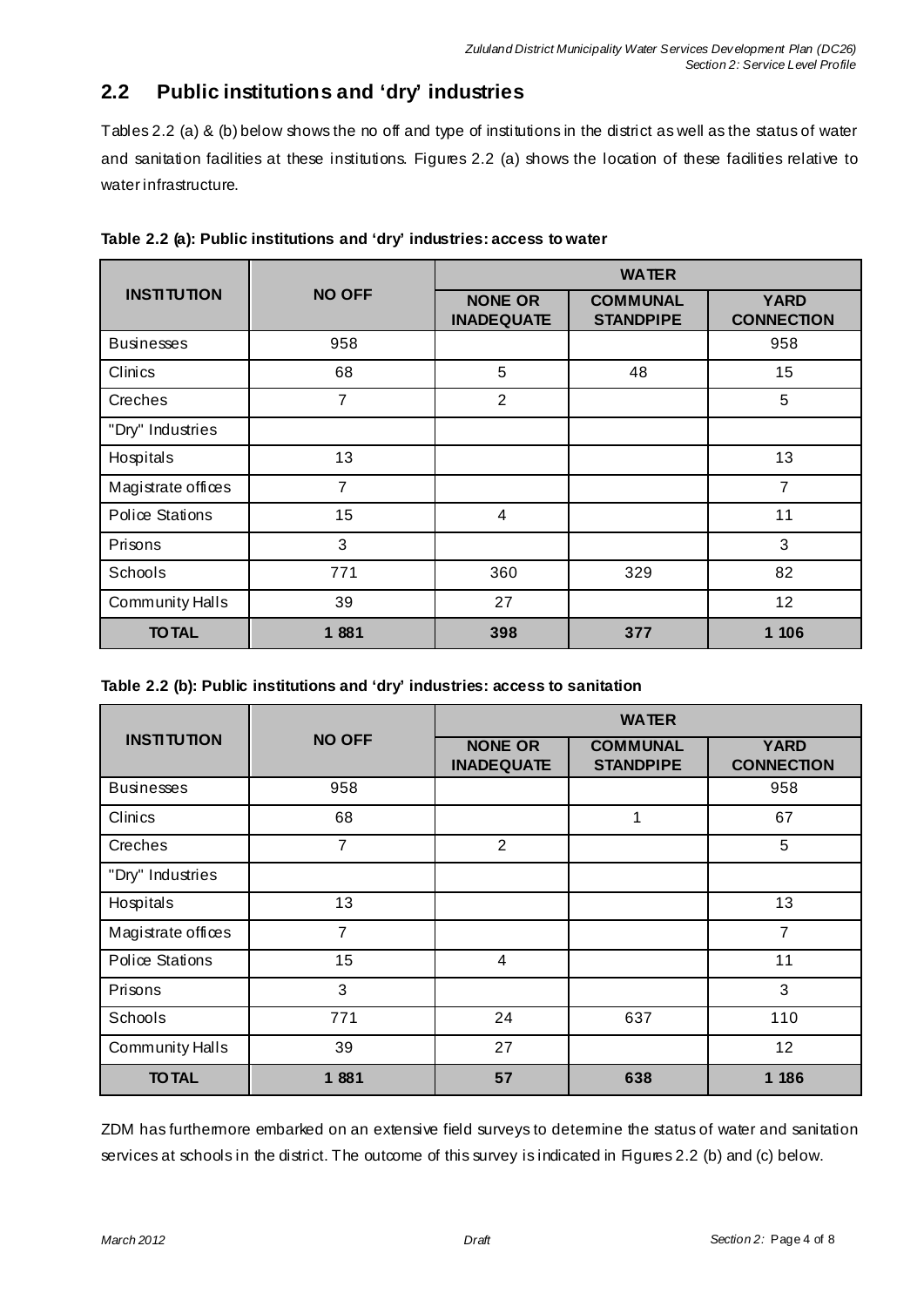## 2.2 Public institutions and 'dry' industries

Tables 2.2 (a) & (b) below shows the no off and type of institutions in the district as well as the status of water and sanitation facilities at these institutions. Figures 2.2 (a) shows the location of these facilities relative to water infrastructure.

**Table 2.2 (a): Public institutions and 'dry' industries: access to water**

| INSTITUTION | NO OFF | WATER | | |
|---|---|---|---|---|
| | | NONE OR INADEQUATE | COMMUNAL STANDPIPE | YARD CONNECTION |
| Businesses | 958 | | | 958 |
| Clinics | 68 | 5 | 48 | 15 |
| Creches | 7 | 2 | | 5 |
| "Dry" Industries | | | | |
| Hospitals | 13 | | | 13 |
| Magistrate offices | 7 | | | 7 |
| Police Stations | 15 | 4 | | 11 |
| Prisons | 3 | | | 3 |
| Schools | 771 | 360 | 329 | 82 |
| Community Halls | 39 | 27 | | 12 |
| **TOTAL** | **1 881** | **398** | **377** | **1 106** |

**Table 2.2 (b): Public institutions and 'dry' industries: access to sanitation**

| INSTITUTION | NO OFF | WATER | | |
|---|---|---|---|---|
| | | NONE OR INADEQUATE | COMMUNAL STANDPIPE | YARD CONNECTION |
| Businesses | 958 | | | 958 |
| Clinics | 68 | | 1 | 67 |
| Creches | 7 | 2 | | 5 |
| "Dry" Industries | | | | |
| Hospitals | 13 | | | 13 |
| Magistrate offices | 7 | | | 7 |
| Police Stations | 15 | 4 | | 11 |
| Prisons | 3 | | | 3 |
| Schools | 771 | 24 | 637 | 110 |
| Community Halls | 39 | 27 | | 12 |
| **TOTAL** | **1 881** | **57** | **638** | **1 186** |

ZDM has furthermore embarked on an extensive field surveys to determine the status of water and sanitation services at schools in the district. The outcome of this survey is indicated in Figures 2.2 (b) and (c) below.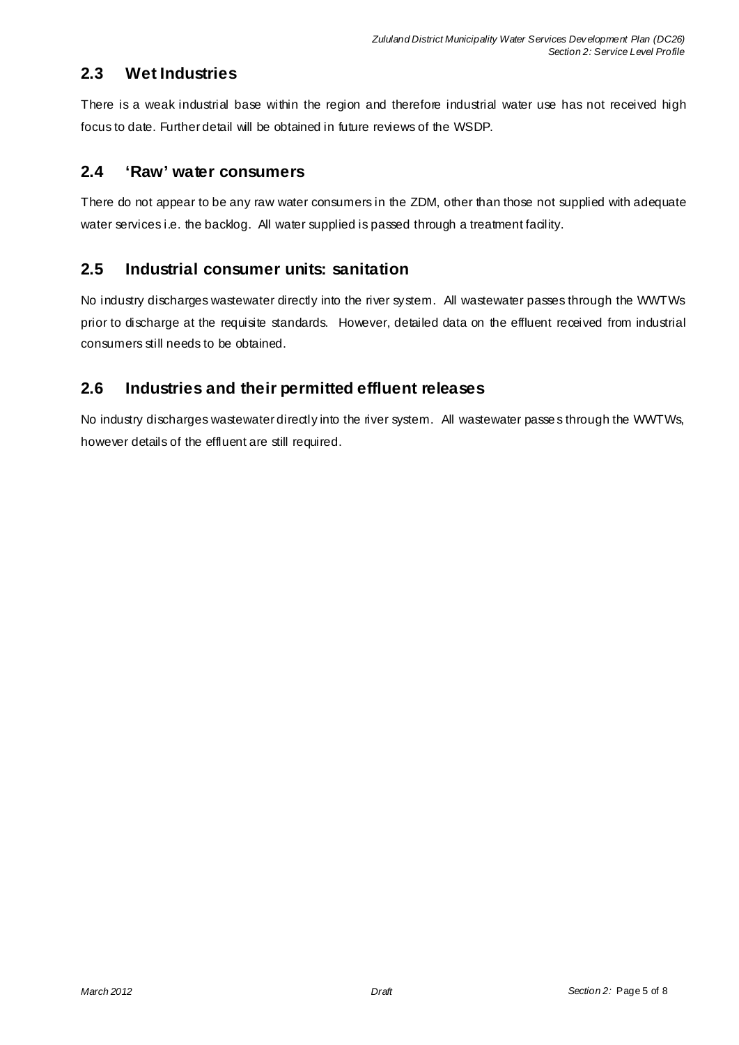## 2.3 Wet Industries

There is a weak industrial base within the region and therefore industrial water use has not received high focus to date. Further detail will be obtained in future reviews of the WSDP.

## 2.4 'Raw' water consumers

There do not appear to be any raw water consumers in the ZDM, other than those not supplied with adequate water services i.e. the backlog. All water supplied is passed through a treatment facility.

## 2.5 Industrial consumer units: sanitation

No industry discharges wastewater directly into the river system. All wastewater passes through the WWTWs prior to discharge at the requisite standards. However, detailed data on the effluent received from industrial consumers still needs to be obtained.

## 2.6 Industries and their permitted effluent releases

No industry discharges wastewater directly into the river system. All wastewater passes through the WWTWs, however details of the effluent are still required.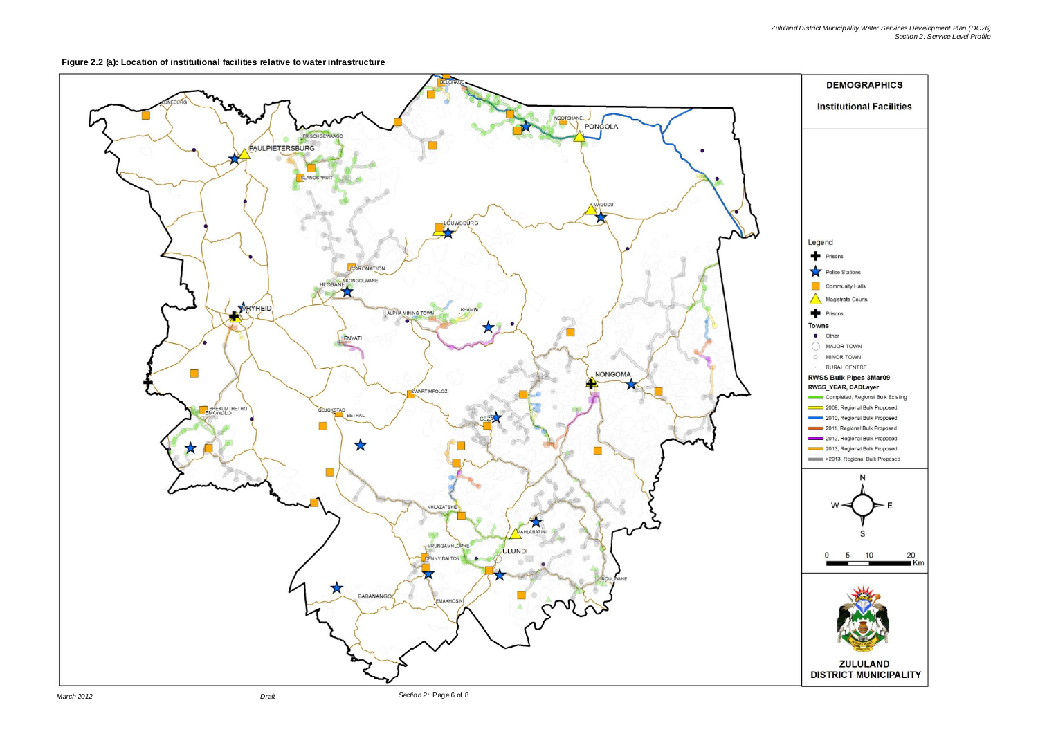**Figure 2.2 (a): Location of institutional facilities relative to water infrastructure**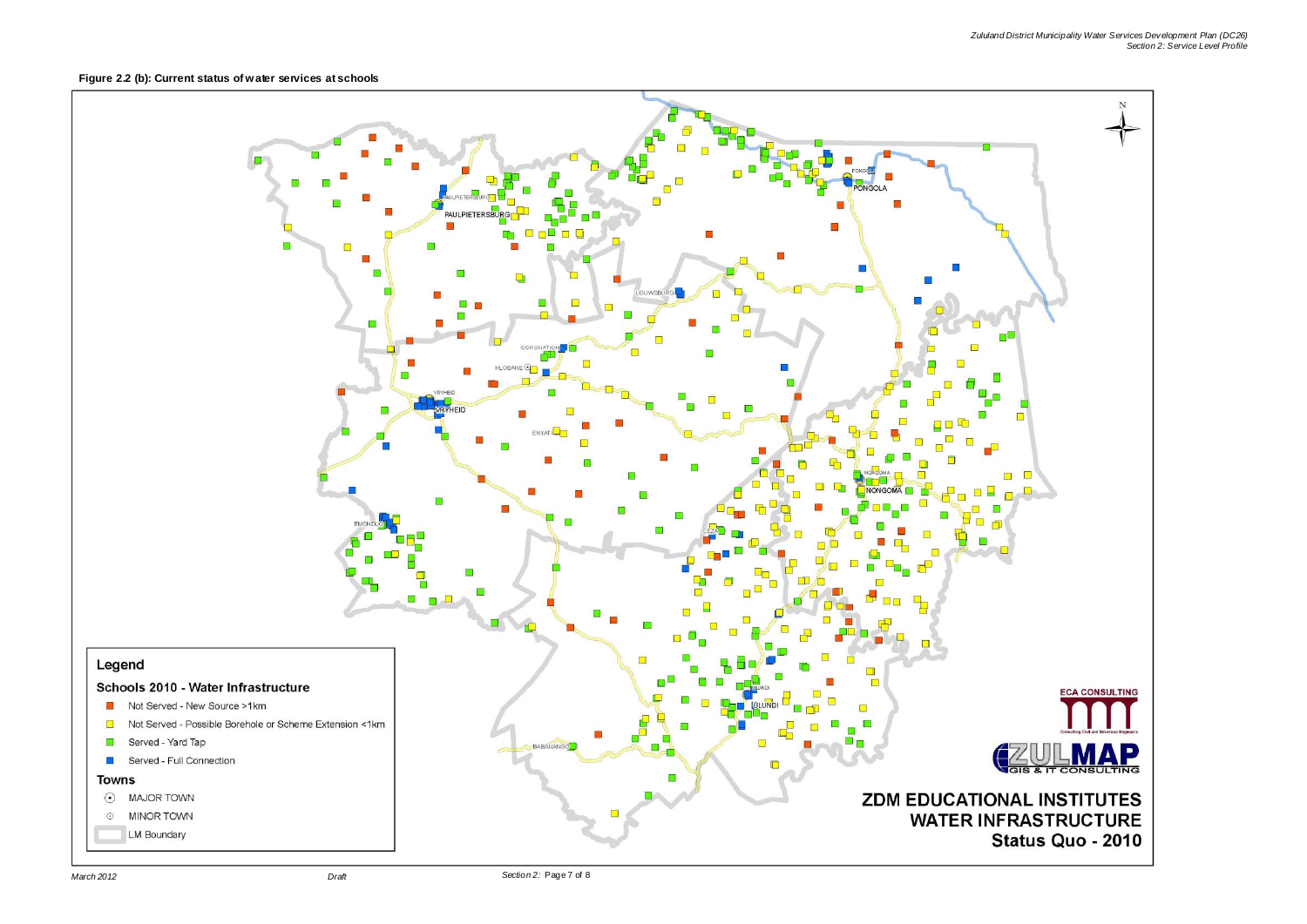**Figure 2.2 (b): Current status of water services at schools**

**Legend**

**Schools 2010 - Water Infrastructure**

- Not Served - New Source >1km
- Not Served - Possible Borehole or Scheme Extension <1km
- Served - Yard Tap
- Served - Full Connection

**Towns**

- MAJOR TOWN
- MINOR TOWN
- LM Boundary

PAULPIETERSBURG, PONGOLA, LOUWSBURG, CORONATION, HLOBANE, VRYHEID, ENYATI, NONGOMA, EMONDLO, CEZA, ULUNDI, BABANANGO

ECA CONSULTING

ZULMAP GIS & IT CONSULTING

**ZDM EDUCATIONAL INSTITUTES WATER INFRASTRUCTURE Status Quo - 2010**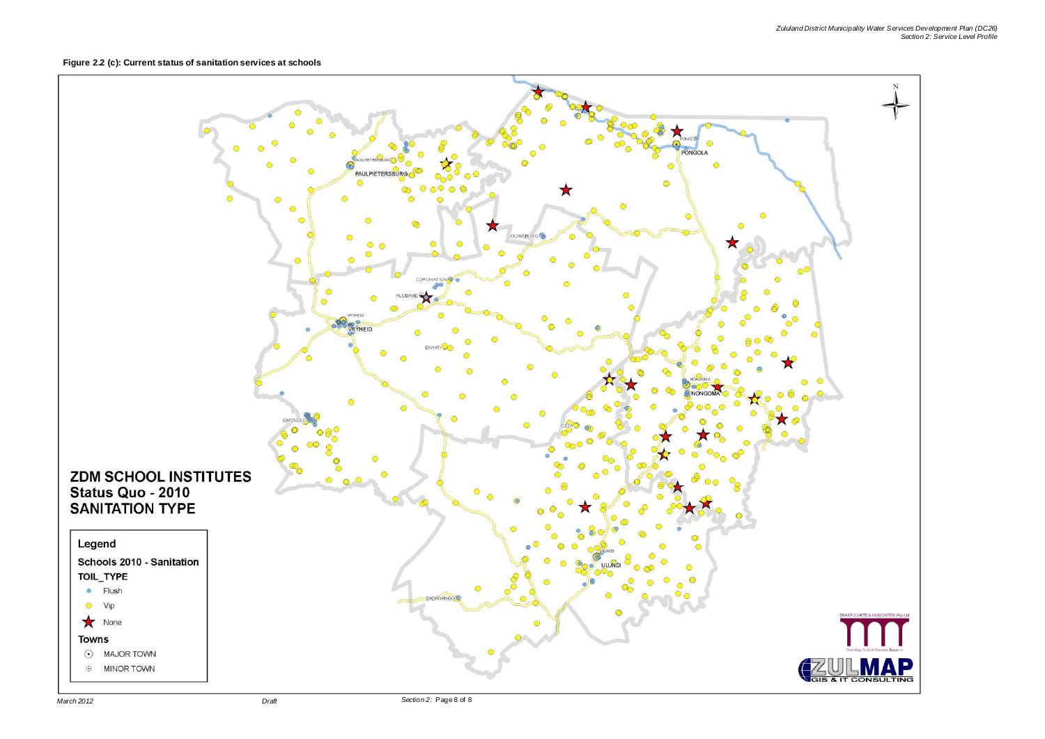**Figure 2.2 (c): Current status of sanitation services at schools**

ZDM SCHOOL INSTITUTES
Status Quo - 2010
SANITATION TYPE

Legend

Schools 2010 - Sanitation

TOIL_TYPE

Flush

Vip

None

Towns

MAJOR TOWN

MINOR TOWN

PAULPIETERSBURG

PONGOLA

LOUWSBURG

CORONATION

HLOBANE

VRYHEID

ENYATI

NONGOMA

EMONDLO

CEZA

ULUNDI

BABANANGO

ERNST CLOETE & ASSOCIATES (Pty) Ltd

ZULMAP GIS & IT CONSULTING

March 2012

Draft